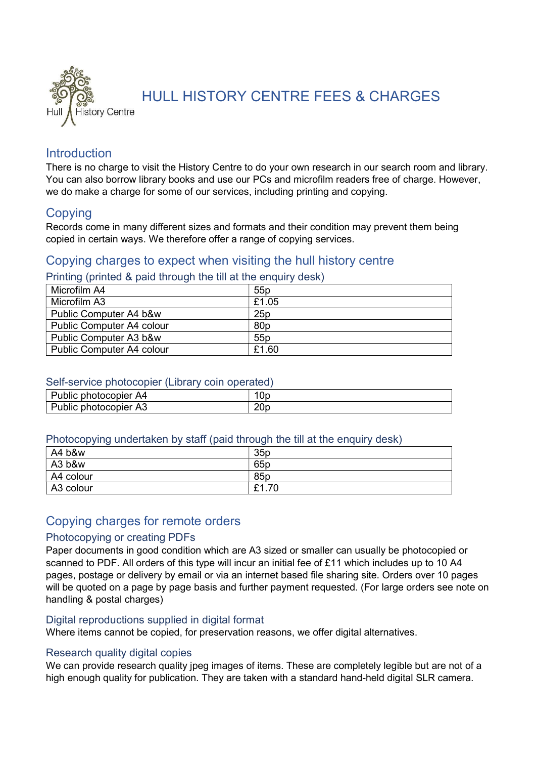# HULL HISTORY CENTRE FEES & CHARGES

## Introduction

There is no charge to visit the History Centre to do your own research in our search room and library. You can also borrow library books and use our PCs and microfilm readers free of charge. However, we do make a charge for some of our services, including printing and copying.

## Copying

Records come in many different sizes and formats and their condition may prevent them being copied in certain ways. We therefore offer a range of copying services.

## Copying charges to expect when visiting the hull history centre

### Printing (printed & paid through the till at the enquiry desk)

| | |
|---|---|
| Microfilm A4 | 55p |
| Microfilm A3 | £1.05 |
| Public Computer A4 b&w | 25p |
| Public Computer A4 colour | 80p |
| Public Computer A3 b&w | 55p |
| Public Computer A4 colour | £1.60 |

### Self-service photocopier (Library coin operated)

| | |
|---|---|
| Public photocopier A4 | 10p |
| Public photocopier A3 | 20p |

### Photocopying undertaken by staff (paid through the till at the enquiry desk)

| | |
|---|---|
| A4 b&w | 35p |
| A3 b&w | 65p |
| A4 colour | 85p |
| A3 colour | £1.70 |

## Copying charges for remote orders

### Photocopying or creating PDFs

Paper documents in good condition which are A3 sized or smaller can usually be photocopied or scanned to PDF. All orders of this type will incur an initial fee of £11 which includes up to 10 A4 pages, postage or delivery by email or via an internet based file sharing site. Orders over 10 pages will be quoted on a page by page basis and further payment requested. (For large orders see note on handling & postal charges)

### Digital reproductions supplied in digital format

Where items cannot be copied, for preservation reasons, we offer digital alternatives.

### Research quality digital copies

We can provide research quality jpeg images of items. These are completely legible but are not of a high enough quality for publication. They are taken with a standard hand-held digital SLR camera.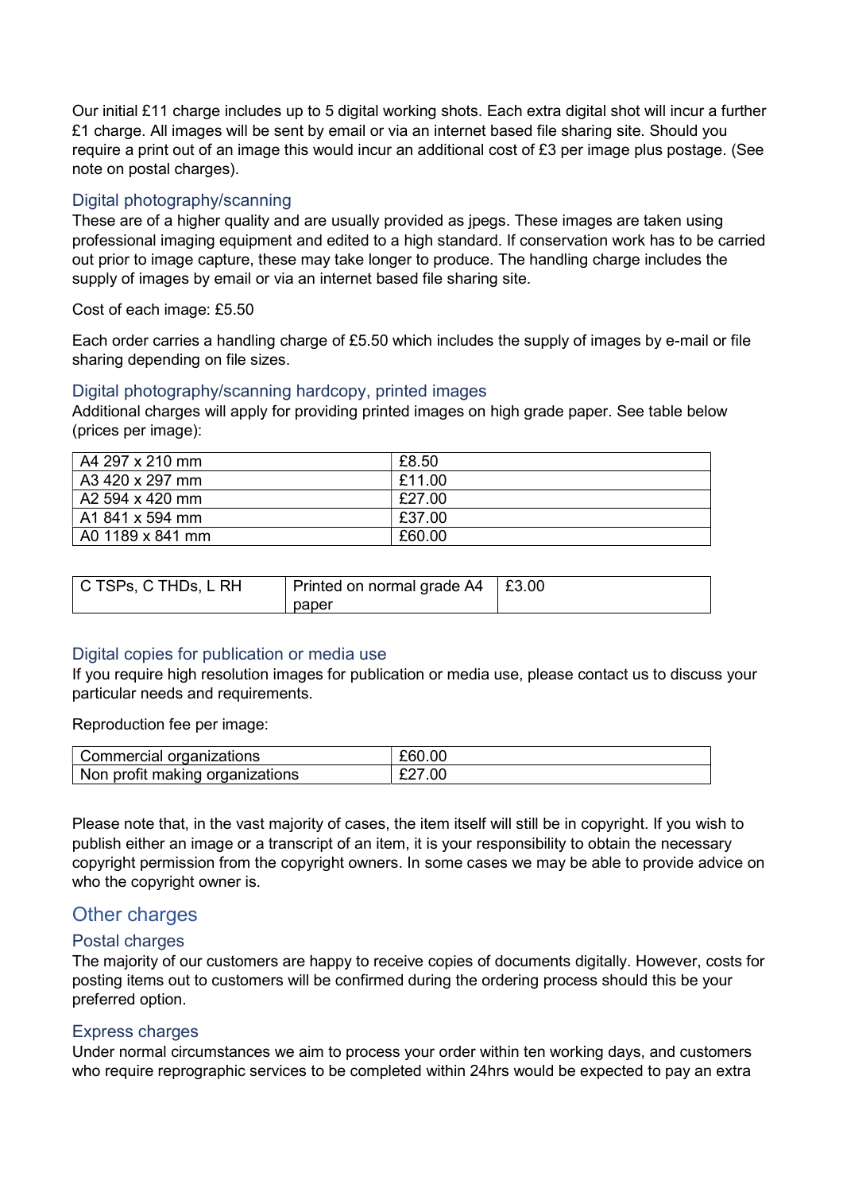Our initial £11 charge includes up to 5 digital working shots. Each extra digital shot will incur a further £1 charge. All images will be sent by email or via an internet based file sharing site. Should you require a print out of an image this would incur an additional cost of £3 per image plus postage. (See note on postal charges).

### Digital photography/scanning

These are of a higher quality and are usually provided as jpegs. These images are taken using professional imaging equipment and edited to a high standard. If conservation work has to be carried out prior to image capture, these may take longer to produce. The handling charge includes the supply of images by email or via an internet based file sharing site.

Cost of each image: £5.50

Each order carries a handling charge of £5.50 which includes the supply of images by e-mail or file sharing depending on file sizes.

### Digital photography/scanning hardcopy, printed images

Additional charges will apply for providing printed images on high grade paper. See table below (prices per image):

| | |
|---|---|
| A4 297 x 210 mm | £8.50 |
| A3 420 x 297 mm | £11.00 |
| A2 594 x 420 mm | £27.00 |
| A1 841 x 594 mm | £37.00 |
| A0 1189 x 841 mm | £60.00 |

| | | |
|---|---|---|
| C TSPs, C THDs, L RH | Printed on normal grade A4 paper | £3.00 |

### Digital copies for publication or media use

If you require high resolution images for publication or media use, please contact us to discuss your particular needs and requirements.

Reproduction fee per image:

| | |
|---|---|
| Commercial organizations | £60.00 |
| Non profit making organizations | £27.00 |

Please note that, in the vast majority of cases, the item itself will still be in copyright. If you wish to publish either an image or a transcript of an item, it is your responsibility to obtain the necessary copyright permission from the copyright owners. In some cases we may be able to provide advice on who the copyright owner is.

## Other charges

### Postal charges

The majority of our customers are happy to receive copies of documents digitally. However, costs for posting items out to customers will be confirmed during the ordering process should this be your preferred option.

### Express charges

Under normal circumstances we aim to process your order within ten working days, and customers who require reprographic services to be completed within 24hrs would be expected to pay an extra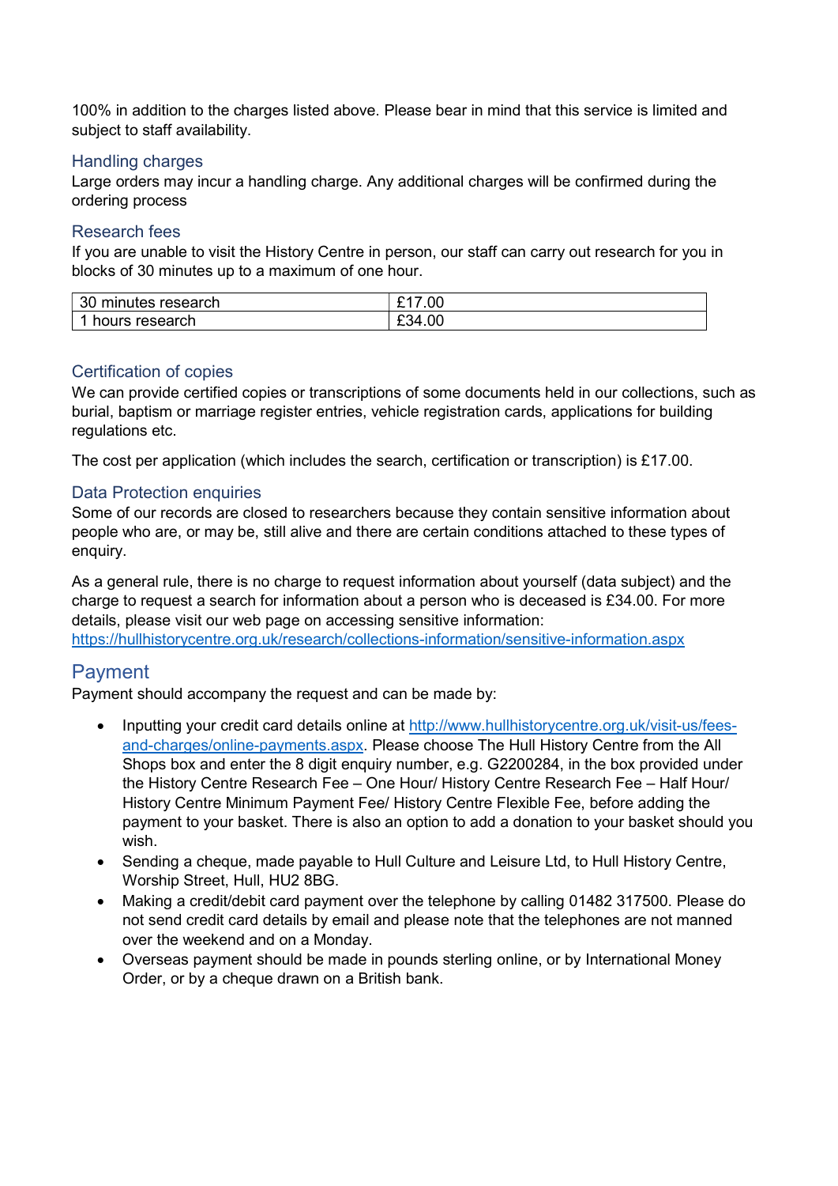100% in addition to the charges listed above. Please bear in mind that this service is limited and subject to staff availability.

### Handling charges

Large orders may incur a handling charge. Any additional charges will be confirmed during the ordering process

### Research fees

If you are unable to visit the History Centre in person, our staff can carry out research for you in blocks of 30 minutes up to a maximum of one hour.

| | |
|---|---|
| 30 minutes research | £17.00 |
| 1 hours research | £34.00 |

### Certification of copies

We can provide certified copies or transcriptions of some documents held in our collections, such as burial, baptism or marriage register entries, vehicle registration cards, applications for building regulations etc.

The cost per application (which includes the search, certification or transcription) is £17.00.

### Data Protection enquiries

Some of our records are closed to researchers because they contain sensitive information about people who are, or may be, still alive and there are certain conditions attached to these types of enquiry.

As a general rule, there is no charge to request information about yourself (data subject) and the charge to request a search for information about a person who is deceased is £34.00. For more details, please visit our web page on accessing sensitive information: https://hullhistorycentre.org.uk/research/collections-information/sensitive-information.aspx

## Payment

Payment should accompany the request and can be made by:

- Inputting your credit card details online at http://www.hullhistorycentre.org.uk/visit-us/fees-and-charges/online-payments.aspx. Please choose The Hull History Centre from the All Shops box and enter the 8 digit enquiry number, e.g. G2200284, in the box provided under the History Centre Research Fee – One Hour/ History Centre Research Fee – Half Hour/ History Centre Minimum Payment Fee/ History Centre Flexible Fee, before adding the payment to your basket. There is also an option to add a donation to your basket should you wish.
- Sending a cheque, made payable to Hull Culture and Leisure Ltd, to Hull History Centre, Worship Street, Hull, HU2 8BG.
- Making a credit/debit card payment over the telephone by calling 01482 317500. Please do not send credit card details by email and please note that the telephones are not manned over the weekend and on a Monday.
- Overseas payment should be made in pounds sterling online, or by International Money Order, or by a cheque drawn on a British bank.